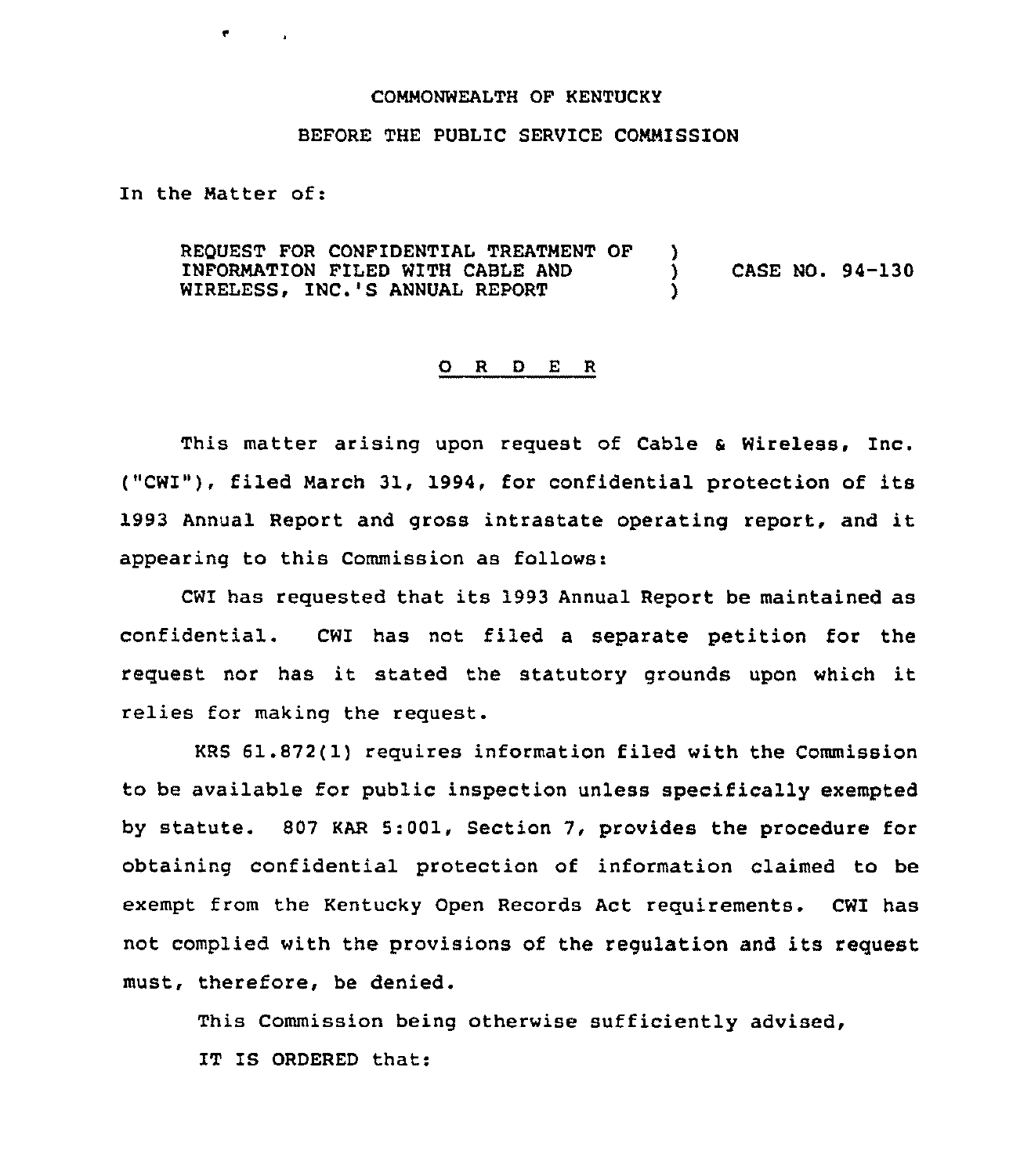COMMONWEALTH OF KENTUCKY

BEFORE THE PUBLIC SERVICE COMMISSION

In the Matter of:

REQUEST FOR CONFIDENTIAL TREATMENT OF INFORMATION FILED WITH CABLE AND WIRELESS, INC.'S ANNUAL REPORT ) CASE NO. 94-130

O R D E R

This matter arising upon request of Cable & Wireless, Inc. ("CWI"), filed March 31, 1994, for confidential protection of its 1993 Annual Report and gross intrastate operating report, and it appearing to this Commission as follows:

CWI has requested that its 1993 Annual Report be maintained as confidential. CWI has not filed a separate petition for the request nor has it stated the statutory grounds upon which it relies for making the request.

KRS 61.872(1) requires information filed with the Commission to be available for public inspection unless specifically exempted by statute. 807 KAR 5:001, Section 7, provides the procedure for obtaining confidential protection of information claimed to be exempt from the Kentucky Open Records Act requirements. CWI has not complied with the provisions of the regulation and its request must, therefore, be denied.

This Commission being otherwise sufficiently advised,

IT IS ORDERED that: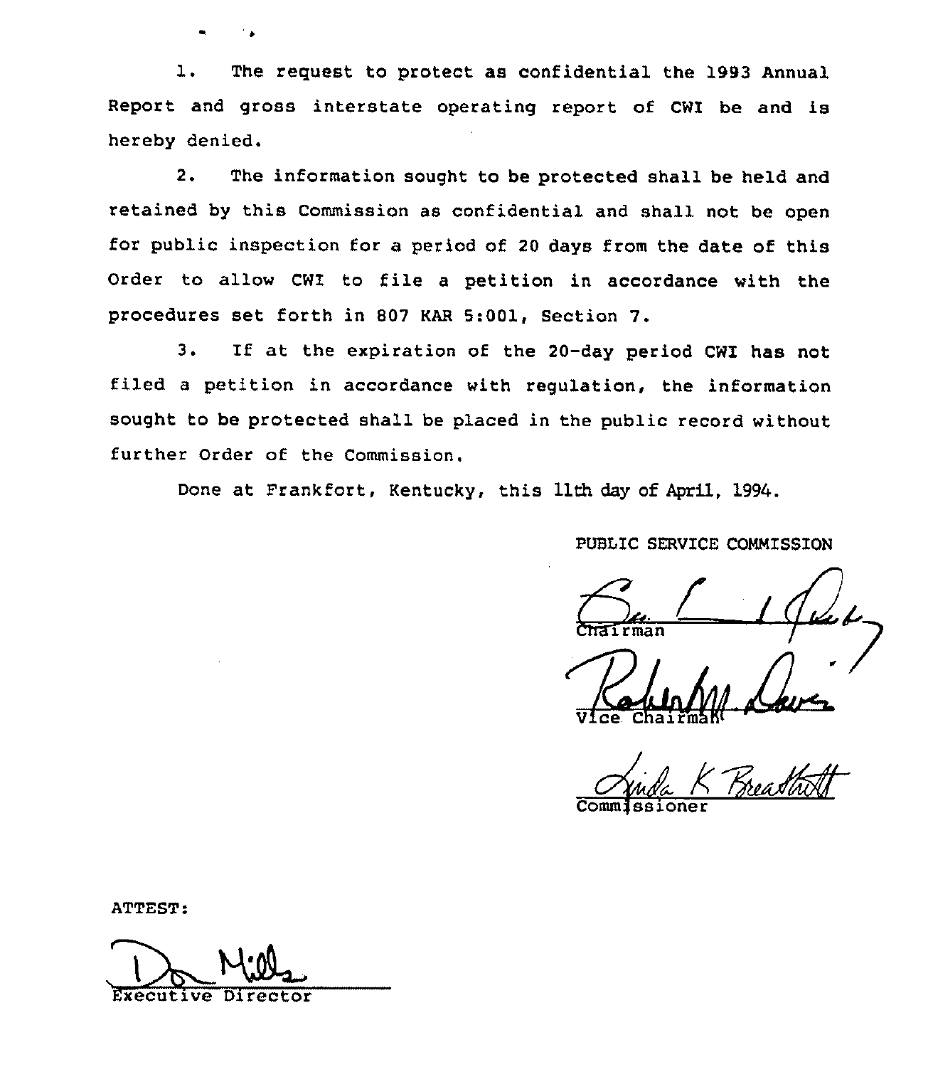1. The request to protect as confidential the 1993 Annual Report and gross interstate operating report of CWI be and is hereby denied.

2. The information sought to be protected shall be held and retained by this Commission as confidential and shall not be open for public inspection for a period of 20 days from the date of this Order to allow CWI to file a petition in accordance with the procedures set forth in 807 KAR 5:001, Section 7.

3. If at the expiration of the 20-day period CWI has not filed a petition in accordance with regulation, the information sought to be protected shall be placed in the public record without further Order of the Commission.

Done at Frankfort, Kentucky, this 11th day of April, 1994.

PUBLIC SERVICE COMMISSION

Chairman

Vice Chairman

Commissioner

ATTEST:

Executive Director